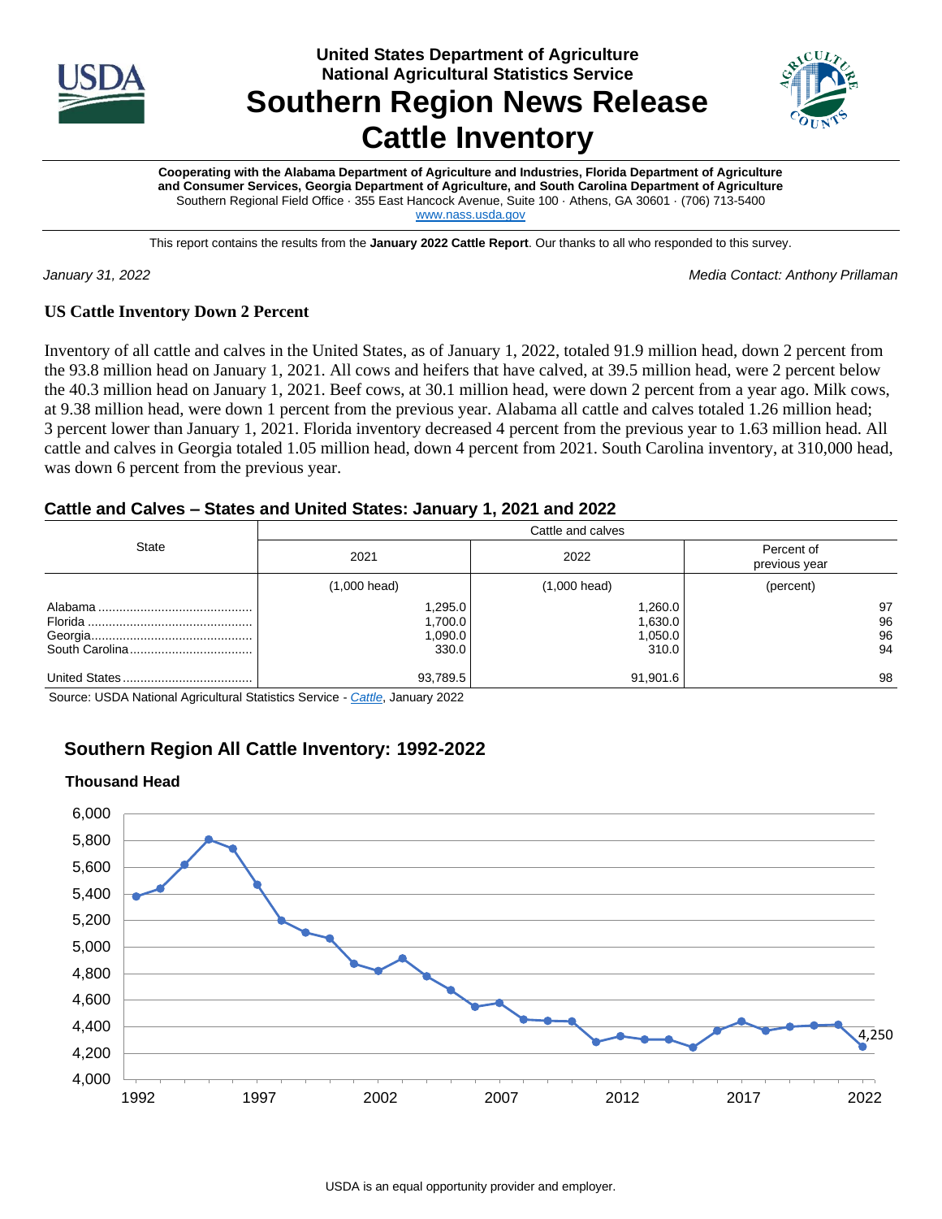United States Department of Agriculture
National Agricultural Statistics Service

# Southern Region News Release
# Cattle Inventory

**Cooperating with the Alabama Department of Agriculture and Industries, Florida Department of Agriculture and Consumer Services, Georgia Department of Agriculture, and South Carolina Department of Agriculture**
Southern Regional Field Office · 355 East Hancock Avenue, Suite 100 · Athens, GA 30601 · (706) 713-5400
www.nass.usda.gov

This report contains the results from the **January 2022 Cattle Report**. Our thanks to all who responded to this survey.

*January 31, 2022* *Media Contact: Anthony Prillaman*

## US Cattle Inventory Down 2 Percent

Inventory of all cattle and calves in the United States, as of January 1, 2022, totaled 91.9 million head, down 2 percent from the 93.8 million head on January 1, 2021. All cows and heifers that have calved, at 39.5 million head, were 2 percent below the 40.3 million head on January 1, 2021. Beef cows, at 30.1 million head, were down 2 percent from a year ago. Milk cows, at 9.38 million head, were down 1 percent from the previous year. Alabama all cattle and calves totaled 1.26 million head; 3 percent lower than January 1, 2021. Florida inventory decreased 4 percent from the previous year to 1.63 million head. All cattle and calves in Georgia totaled 1.05 million head, down 4 percent from 2021. South Carolina inventory, at 310,000 head, was down 6 percent from the previous year.

### Cattle and Calves – States and United States: January 1, 2021 and 2022

| State | Cattle and calves | | |
|---|---|---|---|
| | 2021 | 2022 | Percent of previous year |
| | (1,000 head) | (1,000 head) | (percent) |
| Alabama | 1,295.0 | 1,260.0 | 97 |
| Florida | 1,700.0 | 1,630.0 | 96 |
| Georgia | 1,090.0 | 1,050.0 | 96 |
| South Carolina | 330.0 | 310.0 | 94 |
| United States | 93,789.5 | 91,901.6 | 98 |

Source: USDA National Agricultural Statistics Service - *Cattle*, January 2022

### Southern Region All Cattle Inventory: 1992-2022

Thousand Head

USDA is an equal opportunity provider and employer.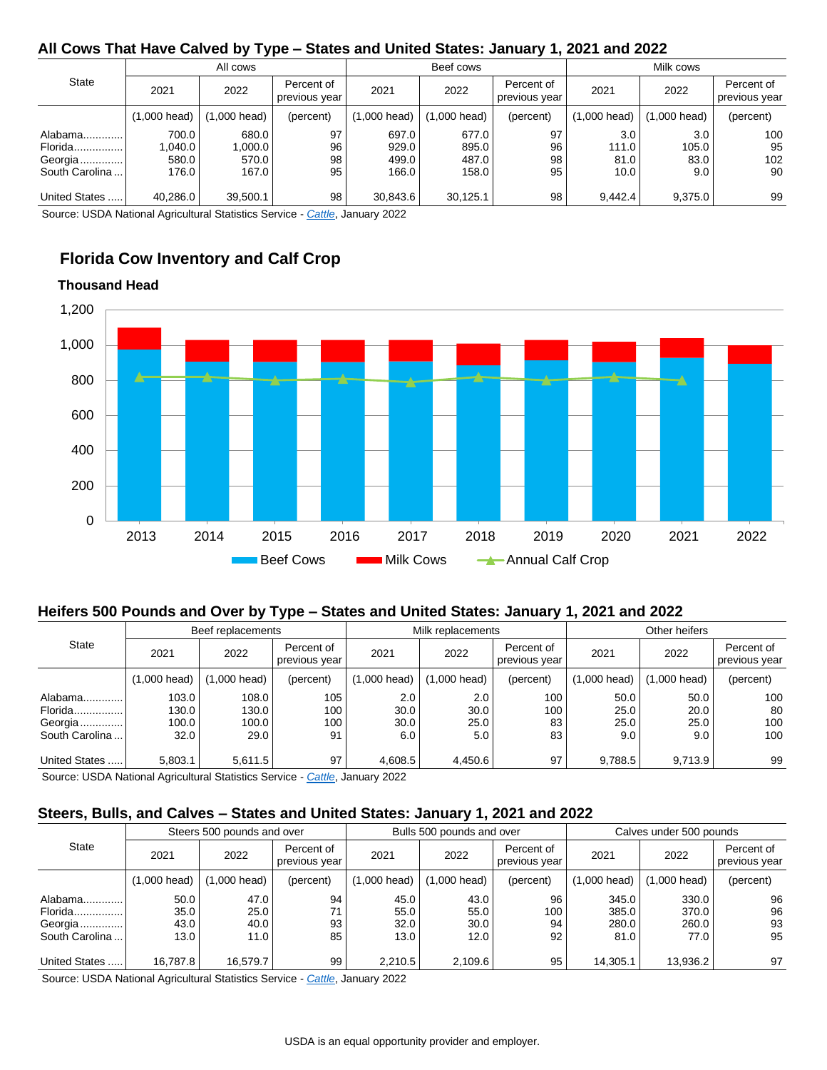## All Cows That Have Calved by Type – States and United States: January 1, 2021 and 2022

| State | All cows | | | Beef cows | | | Milk cows | | |
|---|---|---|---|---|---|---|---|---|---|
| | 2021 | 2022 | Percent of previous year | 2021 | 2022 | Percent of previous year | 2021 | 2022 | Percent of previous year |
| | (1,000 head) | (1,000 head) | (percent) | (1,000 head) | (1,000 head) | (percent) | (1,000 head) | (1,000 head) | (percent) |
| Alabama | 700.0 | 680.0 | 97 | 697.0 | 677.0 | 97 | 3.0 | 3.0 | 100 |
| Florida | 1,040.0 | 1,000.0 | 96 | 929.0 | 895.0 | 96 | 111.0 | 105.0 | 95 |
| Georgia | 580.0 | 570.0 | 98 | 499.0 | 487.0 | 98 | 81.0 | 83.0 | 102 |
| South Carolina | 176.0 | 167.0 | 95 | 166.0 | 158.0 | 95 | 10.0 | 9.0 | 90 |
| United States | 40,286.0 | 39,500.1 | 98 | 30,843.6 | 30,125.1 | 98 | 9,442.4 | 9,375.0 | 99 |

Source: USDA National Agricultural Statistics Service - *Cattle*, January 2022

## Florida Cow Inventory and Calf Crop

**Thousand Head**

1,200
1,000
800
600
400
200
0

2013 2014 2015 2016 2017 2018 2019 2020 2021 2022

Beef Cows   Milk Cows   Annual Calf Crop

## Heifers 500 Pounds and Over by Type – States and United States: January 1, 2021 and 2022

| State | Beef replacements | | | Milk replacements | | | Other heifers | | |
|---|---|---|---|---|---|---|---|---|---|
| | 2021 | 2022 | Percent of previous year | 2021 | 2022 | Percent of previous year | 2021 | 2022 | Percent of previous year |
| | (1,000 head) | (1,000 head) | (percent) | (1,000 head) | (1,000 head) | (percent) | (1,000 head) | (1,000 head) | (percent) |
| Alabama | 103.0 | 108.0 | 105 | 2.0 | 2.0 | 100 | 50.0 | 50.0 | 100 |
| Florida | 130.0 | 130.0 | 100 | 30.0 | 30.0 | 100 | 25.0 | 20.0 | 80 |
| Georgia | 100.0 | 100.0 | 100 | 30.0 | 25.0 | 83 | 25.0 | 25.0 | 100 |
| South Carolina | 32.0 | 29.0 | 91 | 6.0 | 5.0 | 83 | 9.0 | 9.0 | 100 |
| United States | 5,803.1 | 5,611.5 | 97 | 4,608.5 | 4,450.6 | 97 | 9,788.5 | 9,713.9 | 99 |

Source: USDA National Agricultural Statistics Service - *Cattle*, January 2022

## Steers, Bulls, and Calves – States and United States: January 1, 2021 and 2022

| State | Steers 500 pounds and over | | | Bulls 500 pounds and over | | | Calves under 500 pounds | | |
|---|---|---|---|---|---|---|---|---|---|
| | 2021 | 2022 | Percent of previous year | 2021 | 2022 | Percent of previous year | 2021 | 2022 | Percent of previous year |
| | (1,000 head) | (1,000 head) | (percent) | (1,000 head) | (1,000 head) | (percent) | (1,000 head) | (1,000 head) | (percent) |
| Alabama | 50.0 | 47.0 | 94 | 45.0 | 43.0 | 96 | 345.0 | 330.0 | 96 |
| Florida | 35.0 | 25.0 | 71 | 55.0 | 55.0 | 100 | 385.0 | 370.0 | 96 |
| Georgia | 43.0 | 40.0 | 93 | 32.0 | 30.0 | 94 | 280.0 | 260.0 | 93 |
| South Carolina | 13.0 | 11.0 | 85 | 13.0 | 12.0 | 92 | 81.0 | 77.0 | 95 |
| United States | 16,787.8 | 16,579.7 | 99 | 2,210.5 | 2,109.6 | 95 | 14,305.1 | 13,936.2 | 97 |

Source: USDA National Agricultural Statistics Service - *Cattle*, January 2022

USDA is an equal opportunity provider and employer.